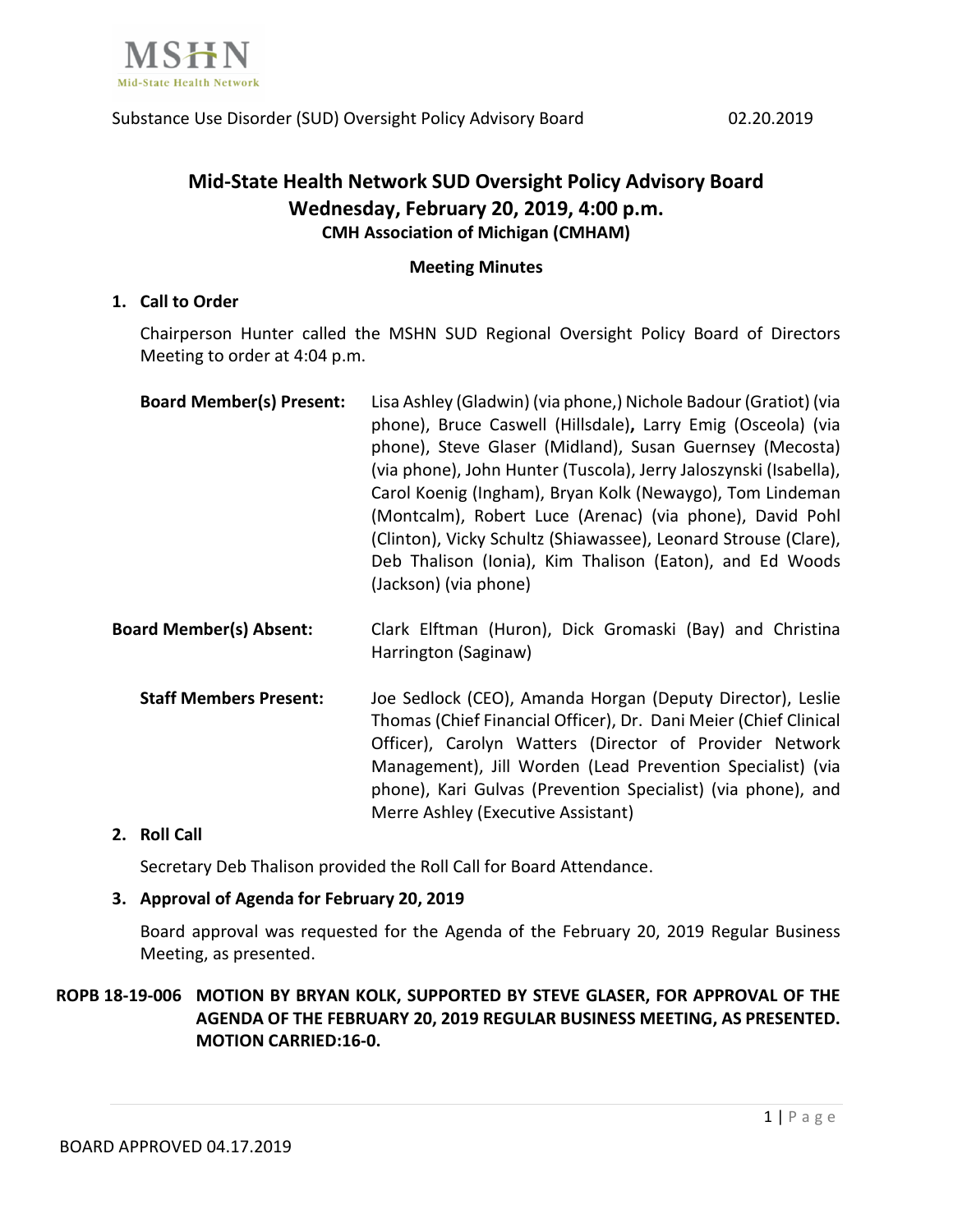# Mid-State Health Network SUD Oversight Policy Advisory Board

## Wednesday, February 20, 2019, 4:00 p.m.

### CMH Association of Michigan (CMHAM)

**Meeting Minutes**

**1. Call to Order**

Chairperson Hunter called the MSHN SUD Regional Oversight Policy Board of Directors Meeting to order at 4:04 p.m.

**Board Member(s) Present:** Lisa Ashley (Gladwin) (via phone,) Nichole Badour (Gratiot) (via phone), Bruce Caswell (Hillsdale)**,** Larry Emig (Osceola) (via phone), Steve Glaser (Midland), Susan Guernsey (Mecosta) (via phone), John Hunter (Tuscola), Jerry Jaloszynski (Isabella), Carol Koenig (Ingham), Bryan Kolk (Newaygo), Tom Lindeman (Montcalm), Robert Luce (Arenac) (via phone), David Pohl (Clinton), Vicky Schultz (Shiawassee), Leonard Strouse (Clare), Deb Thalison (Ionia), Kim Thalison (Eaton), and Ed Woods (Jackson) (via phone)

**Board Member(s) Absent:** Clark Elftman (Huron), Dick Gromaski (Bay) and Christina Harrington (Saginaw)

**Staff Members Present:** Joe Sedlock (CEO), Amanda Horgan (Deputy Director), Leslie Thomas (Chief Financial Officer), Dr. Dani Meier (Chief Clinical Officer), Carolyn Watters (Director of Provider Network Management), Jill Worden (Lead Prevention Specialist) (via phone), Kari Gulvas (Prevention Specialist) (via phone), and Merre Ashley (Executive Assistant)

**2. Roll Call**

Secretary Deb Thalison provided the Roll Call for Board Attendance.

**3. Approval of Agenda for February 20, 2019**

Board approval was requested for the Agenda of the February 20, 2019 Regular Business Meeting, as presented.

**ROPB 18-19-006 MOTION BY BRYAN KOLK, SUPPORTED BY STEVE GLASER, FOR APPROVAL OF THE AGENDA OF THE FEBRUARY 20, 2019 REGULAR BUSINESS MEETING, AS PRESENTED. MOTION CARRIED:16-0.**

BOARD APPROVED 04.17.2019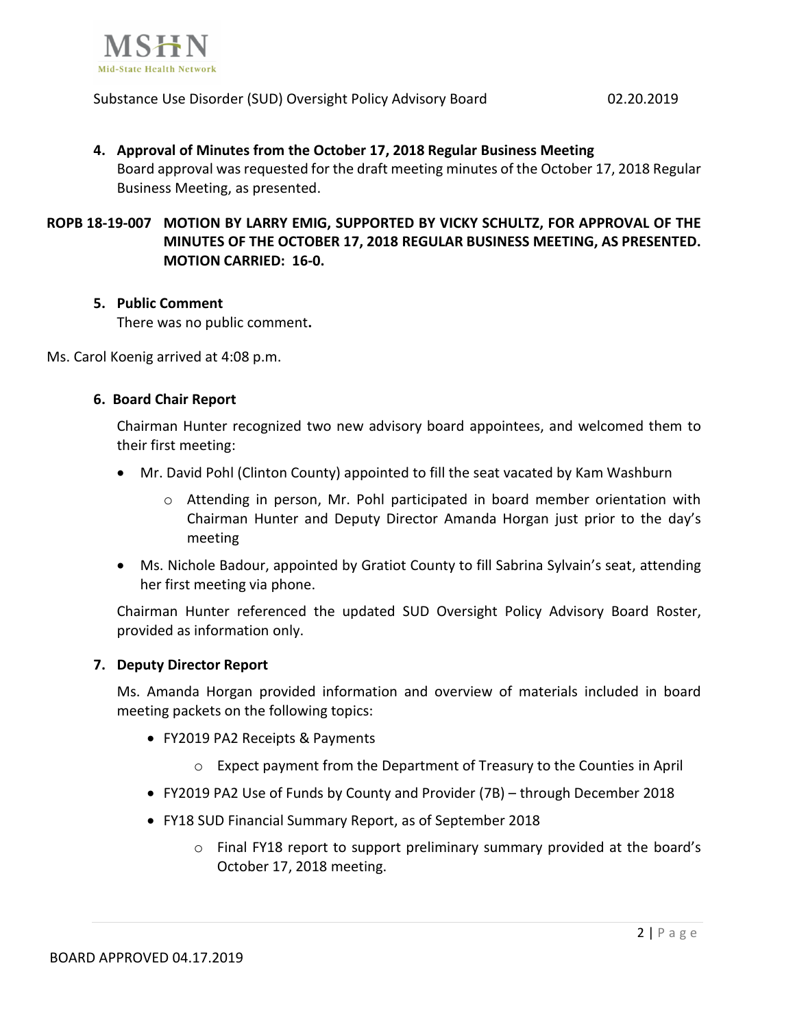**4. Approval of Minutes from the October 17, 2018 Regular Business Meeting**

Board approval was requested for the draft meeting minutes of the October 17, 2018 Regular Business Meeting, as presented.

**ROPB 18-19-007 MOTION BY LARRY EMIG, SUPPORTED BY VICKY SCHULTZ, FOR APPROVAL OF THE MINUTES OF THE OCTOBER 17, 2018 REGULAR BUSINESS MEETING, AS PRESENTED. MOTION CARRIED: 16-0.**

**5. Public Comment**

There was no public comment.

Ms. Carol Koenig arrived at 4:08 p.m.

**6. Board Chair Report**

Chairman Hunter recognized two new advisory board appointees, and welcomed them to their first meeting:

- Mr. David Pohl (Clinton County) appointed to fill the seat vacated by Kam Washburn
  - Attending in person, Mr. Pohl participated in board member orientation with Chairman Hunter and Deputy Director Amanda Horgan just prior to the day's meeting
- Ms. Nichole Badour, appointed by Gratiot County to fill Sabrina Sylvain's seat, attending her first meeting via phone.

Chairman Hunter referenced the updated SUD Oversight Policy Advisory Board Roster, provided as information only.

**7. Deputy Director Report**

Ms. Amanda Horgan provided information and overview of materials included in board meeting packets on the following topics:

- FY2019 PA2 Receipts & Payments
  - Expect payment from the Department of Treasury to the Counties in April
- FY2019 PA2 Use of Funds by County and Provider (7B) – through December 2018
- FY18 SUD Financial Summary Report, as of September 2018
  - Final FY18 report to support preliminary summary provided at the board's October 17, 2018 meeting.

BOARD APPROVED 04.17.2019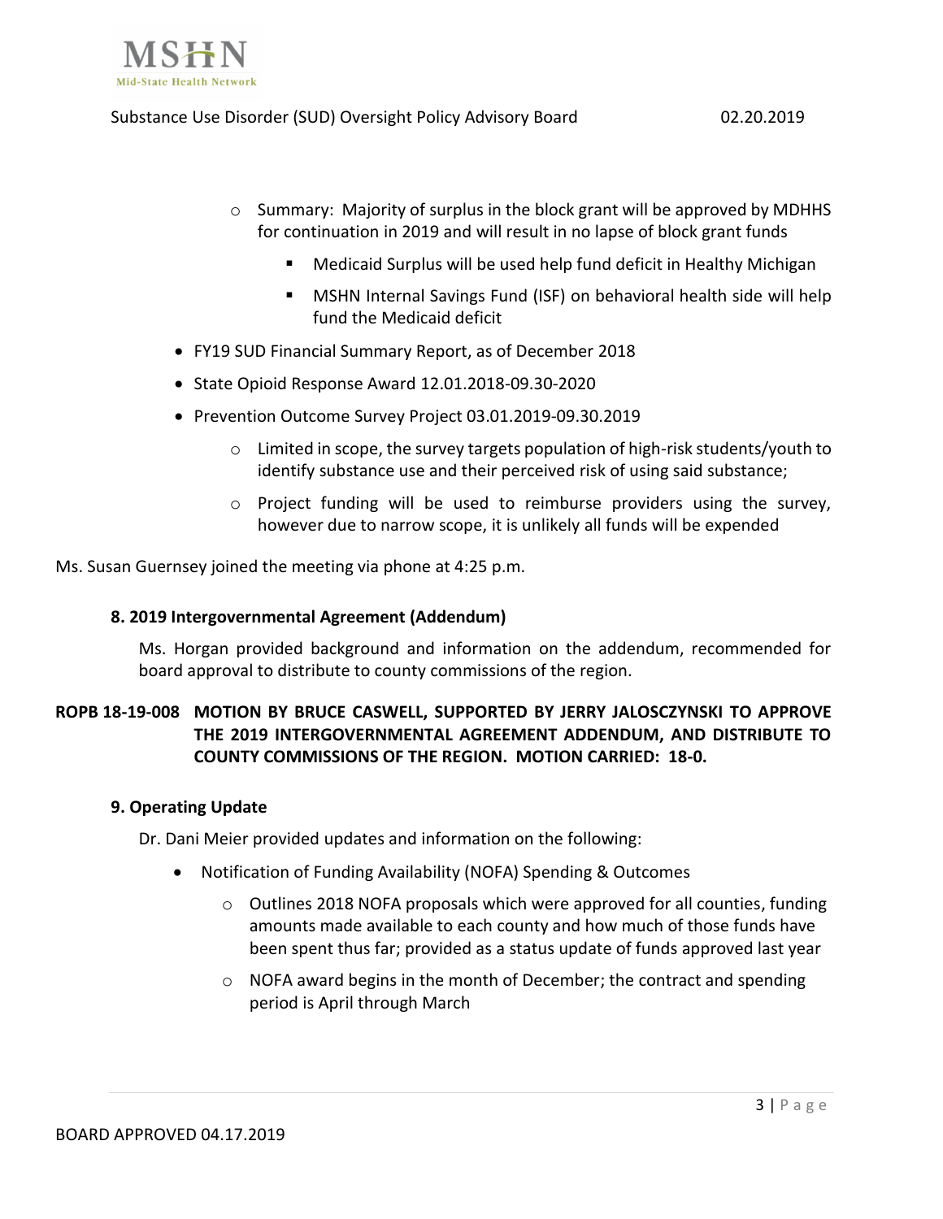- Summary: Majority of surplus in the block grant will be approved by MDHHS for continuation in 2019 and will result in no lapse of block grant funds
    - Medicaid Surplus will be used help fund deficit in Healthy Michigan
    - MSHN Internal Savings Fund (ISF) on behavioral health side will help fund the Medicaid deficit
- FY19 SUD Financial Summary Report, as of December 2018
- State Opioid Response Award 12.01.2018-09.30-2020
- Prevention Outcome Survey Project 03.01.2019-09.30.2019
    - Limited in scope, the survey targets population of high-risk students/youth to identify substance use and their perceived risk of using said substance;
    - Project funding will be used to reimburse providers using the survey, however due to narrow scope, it is unlikely all funds will be expended

Ms. Susan Guernsey joined the meeting via phone at 4:25 p.m.

### 8. 2019 Intergovernmental Agreement (Addendum)

Ms. Horgan provided background and information on the addendum, recommended for board approval to distribute to county commissions of the region.

**ROPB 18-19-008 MOTION BY BRUCE CASWELL, SUPPORTED BY JERRY JALOSCZYNSKI TO APPROVE THE 2019 INTERGOVERNMENTAL AGREEMENT ADDENDUM, AND DISTRIBUTE TO COUNTY COMMISSIONS OF THE REGION. MOTION CARRIED: 18-0.**

### 9. Operating Update

Dr. Dani Meier provided updates and information on the following:

- Notification of Funding Availability (NOFA) Spending & Outcomes
    - Outlines 2018 NOFA proposals which were approved for all counties, funding amounts made available to each county and how much of those funds have been spent thus far; provided as a status update of funds approved last year
    - NOFA award begins in the month of December; the contract and spending period is April through March

BOARD APPROVED 04.17.2019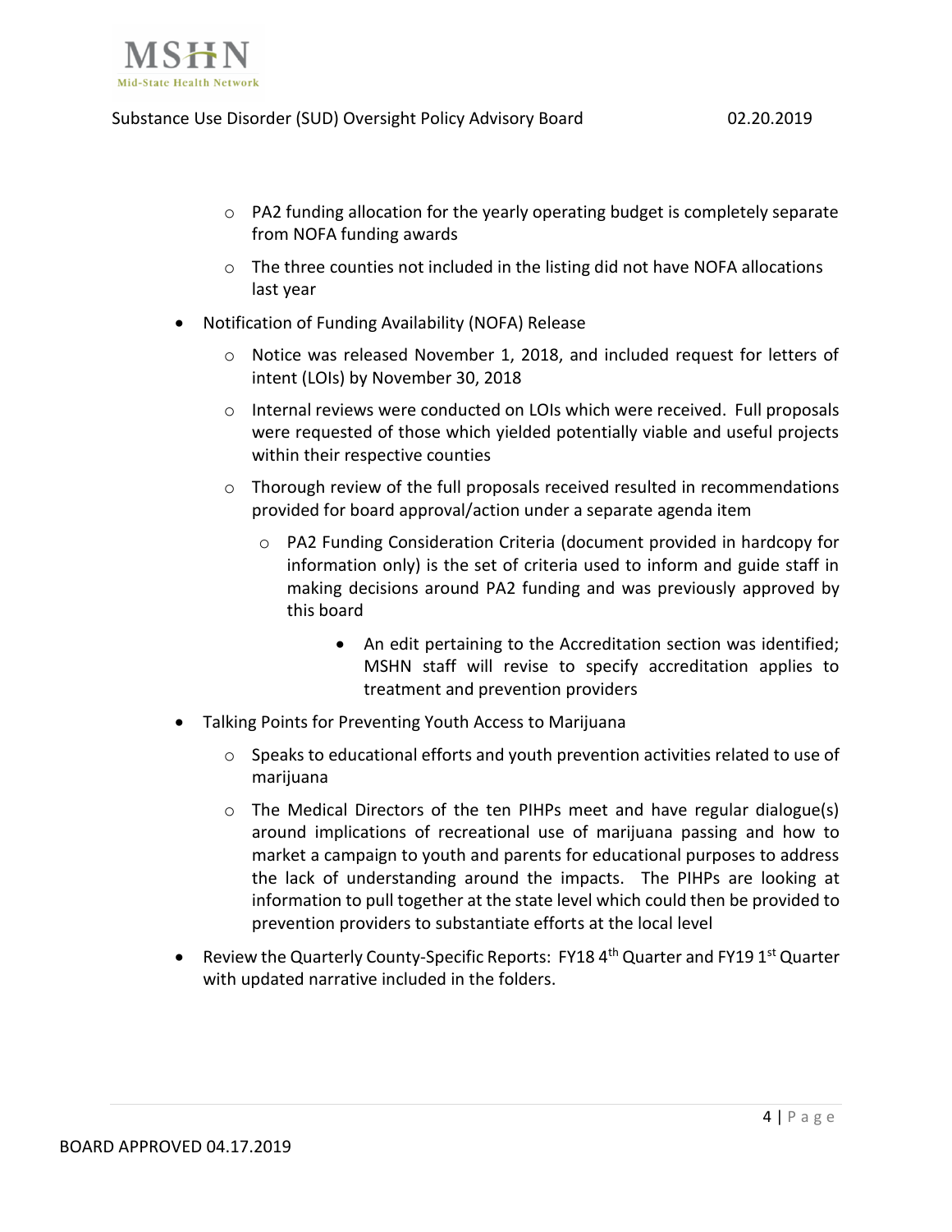- PA2 funding allocation for the yearly operating budget is completely separate from NOFA funding awards
  - The three counties not included in the listing did not have NOFA allocations last year
- Notification of Funding Availability (NOFA) Release
  - Notice was released November 1, 2018, and included request for letters of intent (LOIs) by November 30, 2018
  - Internal reviews were conducted on LOIs which were received. Full proposals were requested of those which yielded potentially viable and useful projects within their respective counties
  - Thorough review of the full proposals received resulted in recommendations provided for board approval/action under a separate agenda item
    - PA2 Funding Consideration Criteria (document provided in hardcopy for information only) is the set of criteria used to inform and guide staff in making decisions around PA2 funding and was previously approved by this board
      - An edit pertaining to the Accreditation section was identified; MSHN staff will revise to specify accreditation applies to treatment and prevention providers
- Talking Points for Preventing Youth Access to Marijuana
  - Speaks to educational efforts and youth prevention activities related to use of marijuana
  - The Medical Directors of the ten PIHPs meet and have regular dialogue(s) around implications of recreational use of marijuana passing and how to market a campaign to youth and parents for educational purposes to address the lack of understanding around the impacts. The PIHPs are looking at information to pull together at the state level which could then be provided to prevention providers to substantiate efforts at the local level
- Review the Quarterly County-Specific Reports: FY18 4th Quarter and FY19 1st Quarter with updated narrative included in the folders.

BOARD APPROVED 04.17.2019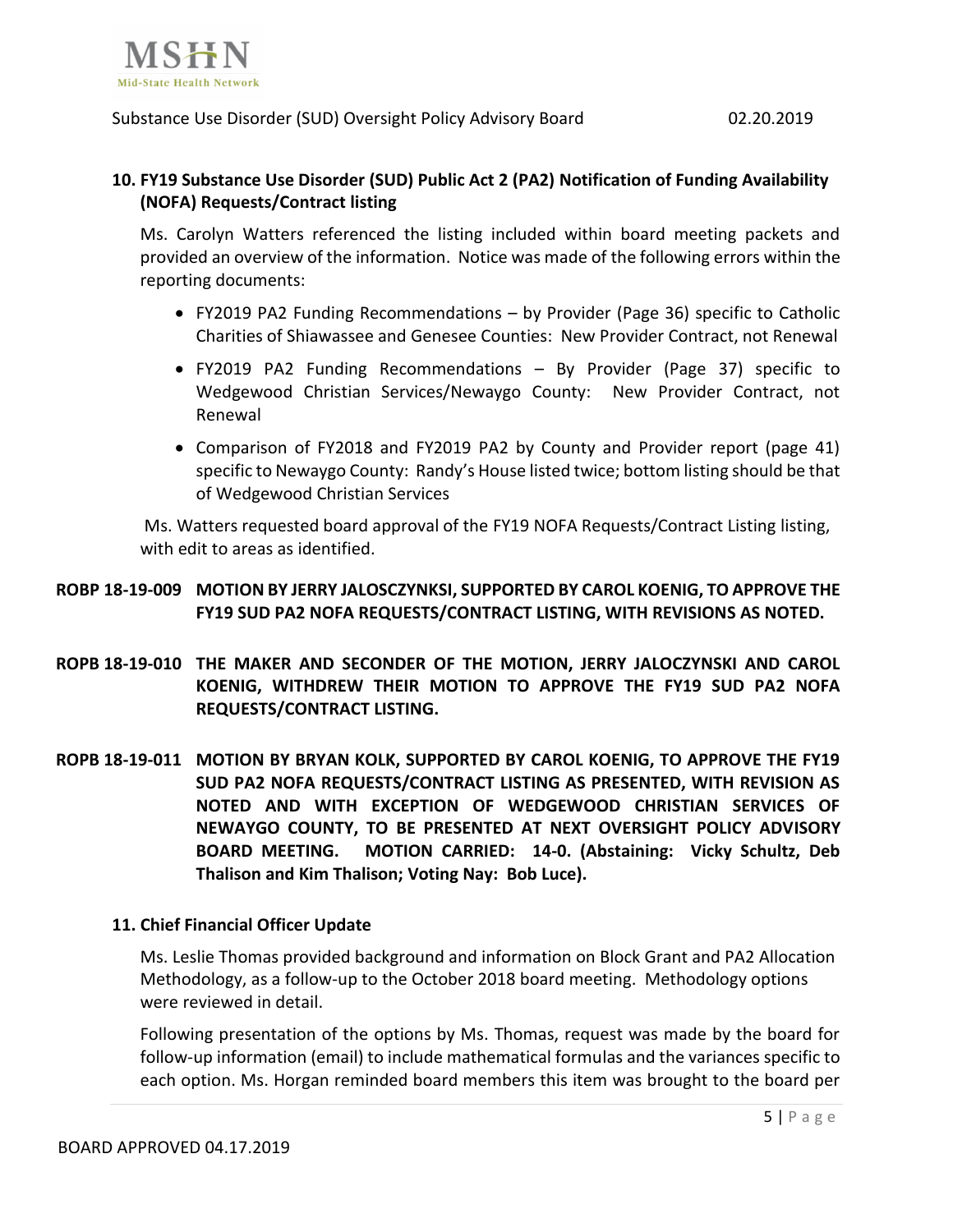**10. FY19 Substance Use Disorder (SUD) Public Act 2 (PA2) Notification of Funding Availability (NOFA) Requests/Contract listing**

Ms. Carolyn Watters referenced the listing included within board meeting packets and provided an overview of the information. Notice was made of the following errors within the reporting documents:

- FY2019 PA2 Funding Recommendations – by Provider (Page 36) specific to Catholic Charities of Shiawassee and Genesee Counties: New Provider Contract, not Renewal
- FY2019 PA2 Funding Recommendations – By Provider (Page 37) specific to Wedgewood Christian Services/Newaygo County: New Provider Contract, not Renewal
- Comparison of FY2018 and FY2019 PA2 by County and Provider report (page 41) specific to Newaygo County: Randy's House listed twice; bottom listing should be that of Wedgewood Christian Services

Ms. Watters requested board approval of the FY19 NOFA Requests/Contract Listing listing, with edit to areas as identified.

**ROBP 18-19-009 MOTION BY JERRY JALOSCZYNKSI, SUPPORTED BY CAROL KOENIG, TO APPROVE THE FY19 SUD PA2 NOFA REQUESTS/CONTRACT LISTING, WITH REVISIONS AS NOTED.**

**ROPB 18-19-010 THE MAKER AND SECONDER OF THE MOTION, JERRY JALOCZYNSKI AND CAROL KOENIG, WITHDREW THEIR MOTION TO APPROVE THE FY19 SUD PA2 NOFA REQUESTS/CONTRACT LISTING.**

**ROPB 18-19-011 MOTION BY BRYAN KOLK, SUPPORTED BY CAROL KOENIG, TO APPROVE THE FY19 SUD PA2 NOFA REQUESTS/CONTRACT LISTING AS PRESENTED, WITH REVISION AS NOTED AND WITH EXCEPTION OF WEDGEWOOD CHRISTIAN SERVICES OF NEWAYGO COUNTY, TO BE PRESENTED AT NEXT OVERSIGHT POLICY ADVISORY BOARD MEETING. MOTION CARRIED: 14-0. (Abstaining: Vicky Schultz, Deb Thalison and Kim Thalison; Voting Nay: Bob Luce).**

**11. Chief Financial Officer Update**

Ms. Leslie Thomas provided background and information on Block Grant and PA2 Allocation Methodology, as a follow-up to the October 2018 board meeting. Methodology options were reviewed in detail.

Following presentation of the options by Ms. Thomas, request was made by the board for follow-up information (email) to include mathematical formulas and the variances specific to each option. Ms. Horgan reminded board members this item was brought to the board per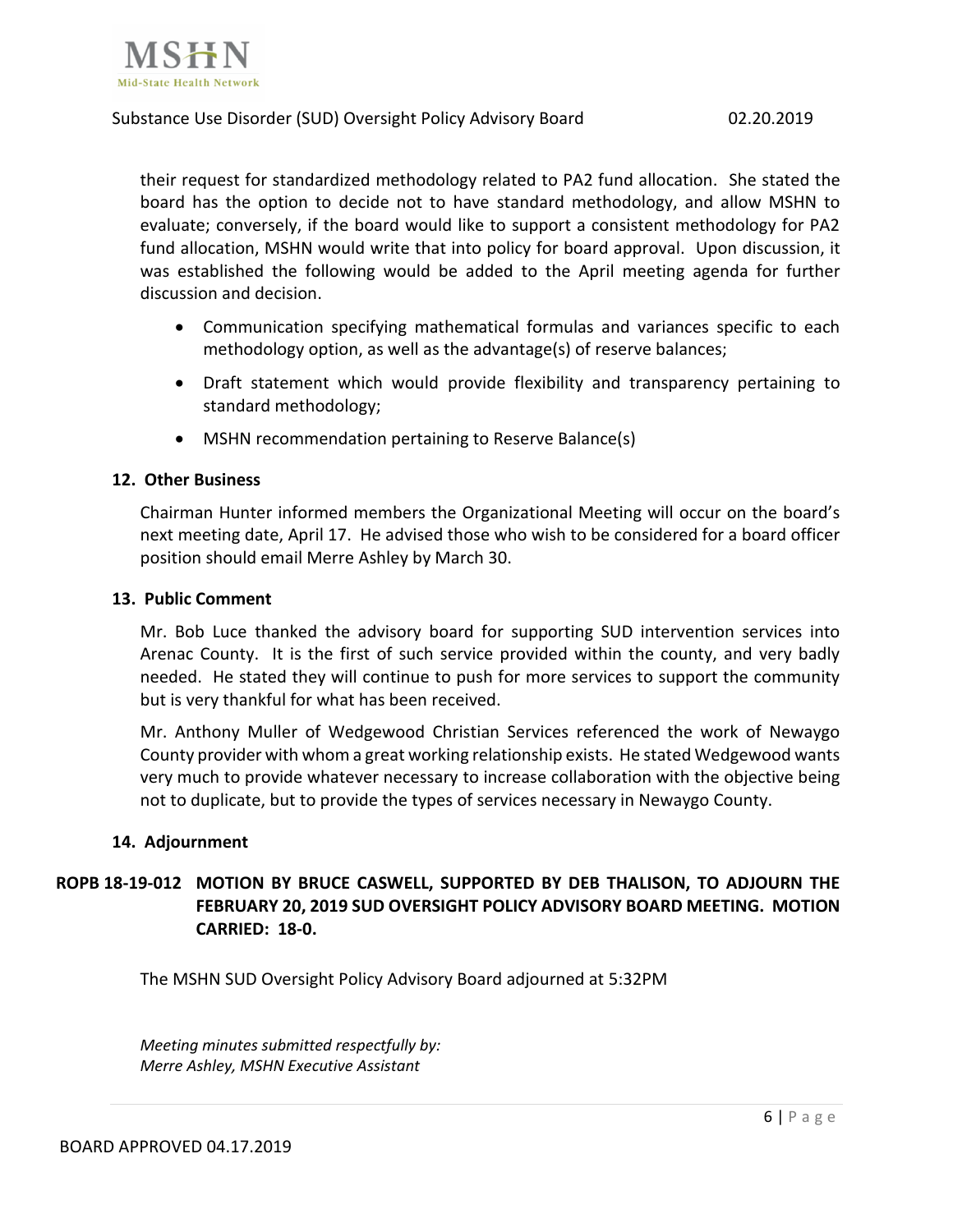their request for standardized methodology related to PA2 fund allocation. She stated the board has the option to decide not to have standard methodology, and allow MSHN to evaluate; conversely, if the board would like to support a consistent methodology for PA2 fund allocation, MSHN would write that into policy for board approval. Upon discussion, it was established the following would be added to the April meeting agenda for further discussion and decision.

- Communication specifying mathematical formulas and variances specific to each methodology option, as well as the advantage(s) of reserve balances;
- Draft statement which would provide flexibility and transparency pertaining to standard methodology;
- MSHN recommendation pertaining to Reserve Balance(s)

**12. Other Business**

Chairman Hunter informed members the Organizational Meeting will occur on the board's next meeting date, April 17. He advised those who wish to be considered for a board officer position should email Merre Ashley by March 30.

**13. Public Comment**

Mr. Bob Luce thanked the advisory board for supporting SUD intervention services into Arenac County. It is the first of such service provided within the county, and very badly needed. He stated they will continue to push for more services to support the community but is very thankful for what has been received.

Mr. Anthony Muller of Wedgewood Christian Services referenced the work of Newaygo County provider with whom a great working relationship exists. He stated Wedgewood wants very much to provide whatever necessary to increase collaboration with the objective being not to duplicate, but to provide the types of services necessary in Newaygo County.

**14. Adjournment**

**ROPB 18-19-012 MOTION BY BRUCE CASWELL, SUPPORTED BY DEB THALISON, TO ADJOURN THE FEBRUARY 20, 2019 SUD OVERSIGHT POLICY ADVISORY BOARD MEETING. MOTION CARRIED: 18-0.**

The MSHN SUD Oversight Policy Advisory Board adjourned at 5:32PM

*Meeting minutes submitted respectfully by:*
*Merre Ashley, MSHN Executive Assistant*

BOARD APPROVED 04.17.2019